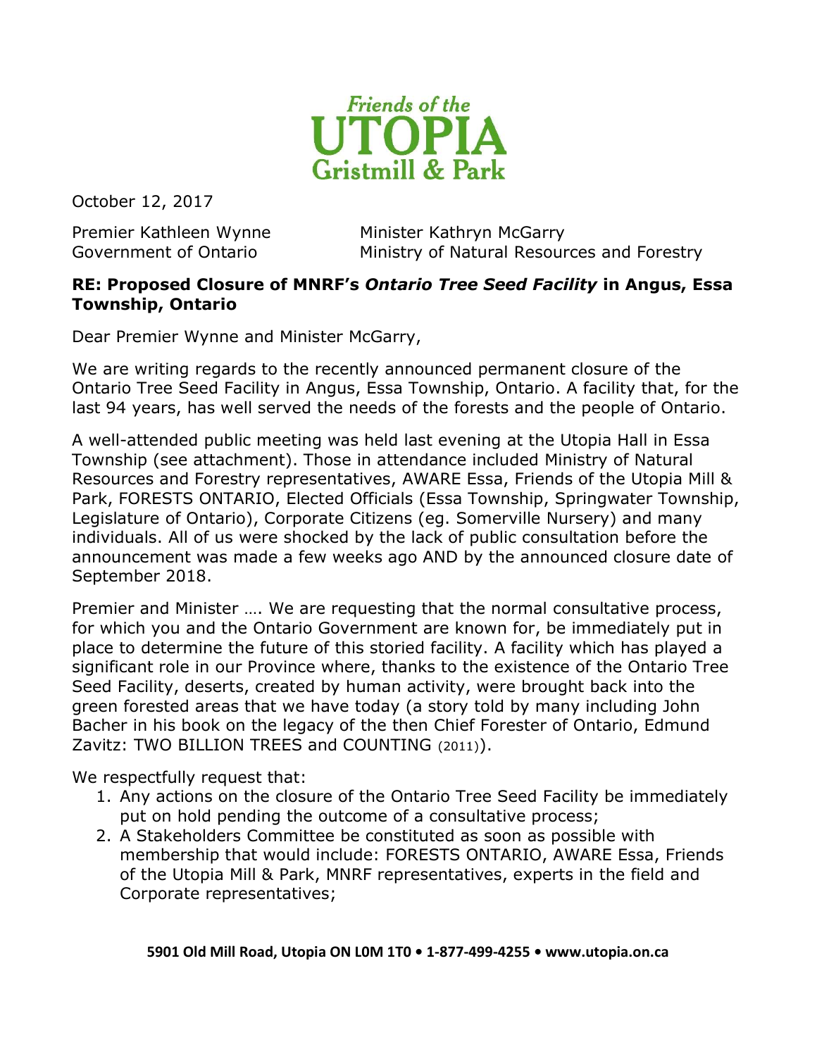Friends of the
UTOPIA
Gristmill & Park

October 12, 2017

Premier Kathleen Wynne
Government of Ontario

Minister Kathryn McGarry
Ministry of Natural Resources and Forestry

**RE: Proposed Closure of MNRF's *Ontario Tree Seed Facility* in Angus, Essa Township, Ontario**

Dear Premier Wynne and Minister McGarry,

We are writing regards to the recently announced permanent closure of the Ontario Tree Seed Facility in Angus, Essa Township, Ontario. A facility that, for the last 94 years, has well served the needs of the forests and the people of Ontario.

A well-attended public meeting was held last evening at the Utopia Hall in Essa Township (see attachment). Those in attendance included Ministry of Natural Resources and Forestry representatives, AWARE Essa, Friends of the Utopia Mill & Park, FORESTS ONTARIO, Elected Officials (Essa Township, Springwater Township, Legislature of Ontario), Corporate Citizens (eg. Somerville Nursery) and many individuals. All of us were shocked by the lack of public consultation before the announcement was made a few weeks ago AND by the announced closure date of September 2018.

Premier and Minister …. We are requesting that the normal consultative process, for which you and the Ontario Government are known for, be immediately put in place to determine the future of this storied facility. A facility which has played a significant role in our Province where, thanks to the existence of the Ontario Tree Seed Facility, deserts, created by human activity, were brought back into the green forested areas that we have today (a story told by many including John Bacher in his book on the legacy of the then Chief Forester of Ontario, Edmund Zavitz: TWO BILLION TREES and COUNTING (2011)).

We respectfully request that:

1. Any actions on the closure of the Ontario Tree Seed Facility be immediately put on hold pending the outcome of a consultative process;
2. A Stakeholders Committee be constituted as soon as possible with membership that would include: FORESTS ONTARIO, AWARE Essa, Friends of the Utopia Mill & Park, MNRF representatives, experts in the field and Corporate representatives;

**5901 Old Mill Road, Utopia ON L0M 1T0 • 1-877-499-4255 • www.utopia.on.ca**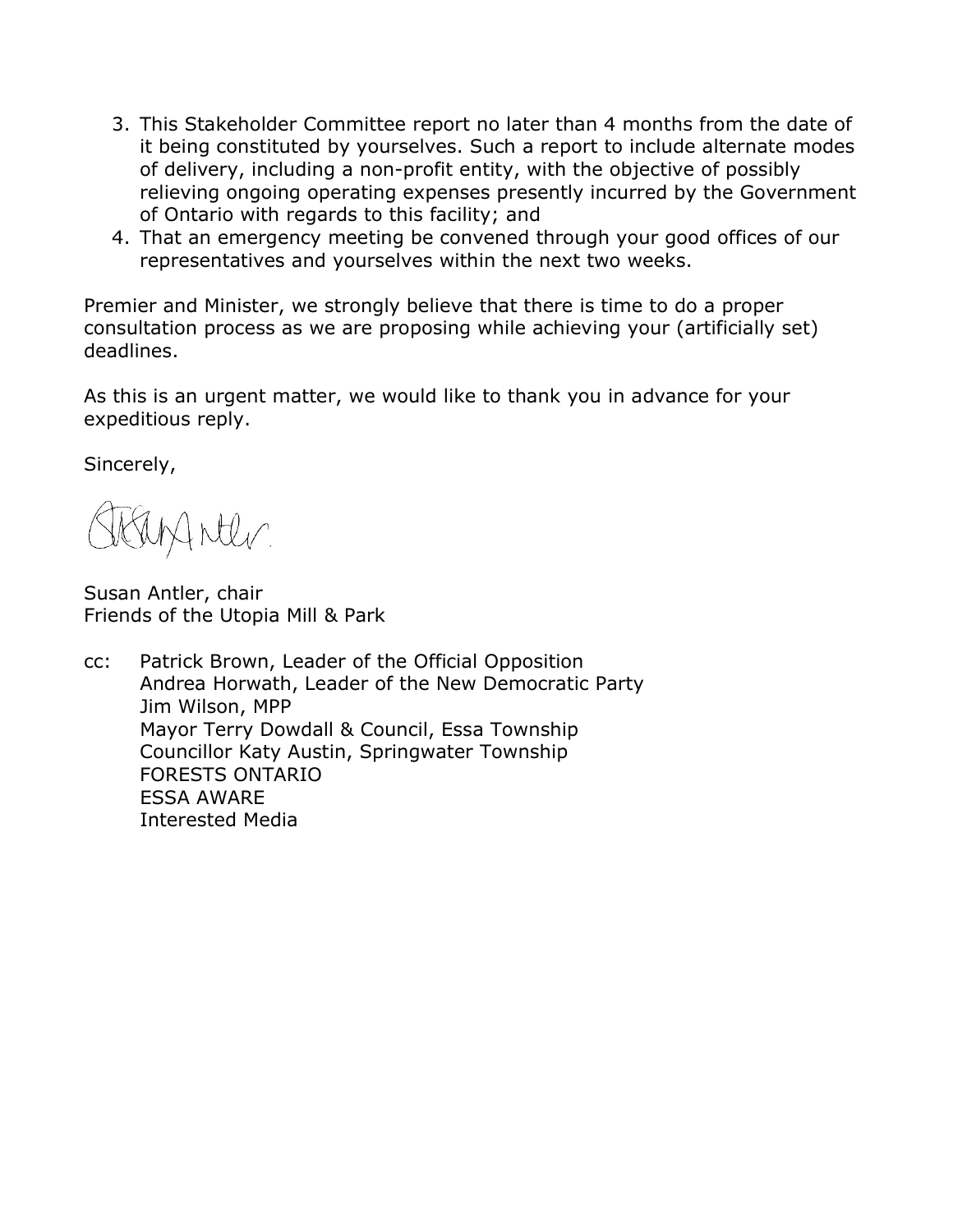3. This Stakeholder Committee report no later than 4 months from the date of it being constituted by yourselves. Such a report to include alternate modes of delivery, including a non-profit entity, with the objective of possibly relieving ongoing operating expenses presently incurred by the Government of Ontario with regards to this facility; and
4. That an emergency meeting be convened through your good offices of our representatives and yourselves within the next two weeks.

Premier and Minister, we strongly believe that there is time to do a proper consultation process as we are proposing while achieving your (artificially set) deadlines.

As this is an urgent matter, we would like to thank you in advance for your expeditious reply.

Sincerely,

Susan Antler, chair
Friends of the Utopia Mill & Park

cc: Patrick Brown, Leader of the Official Opposition
Andrea Horwath, Leader of the New Democratic Party
Jim Wilson, MPP
Mayor Terry Dowdall & Council, Essa Township
Councillor Katy Austin, Springwater Township
FORESTS ONTARIO
ESSA AWARE
Interested Media